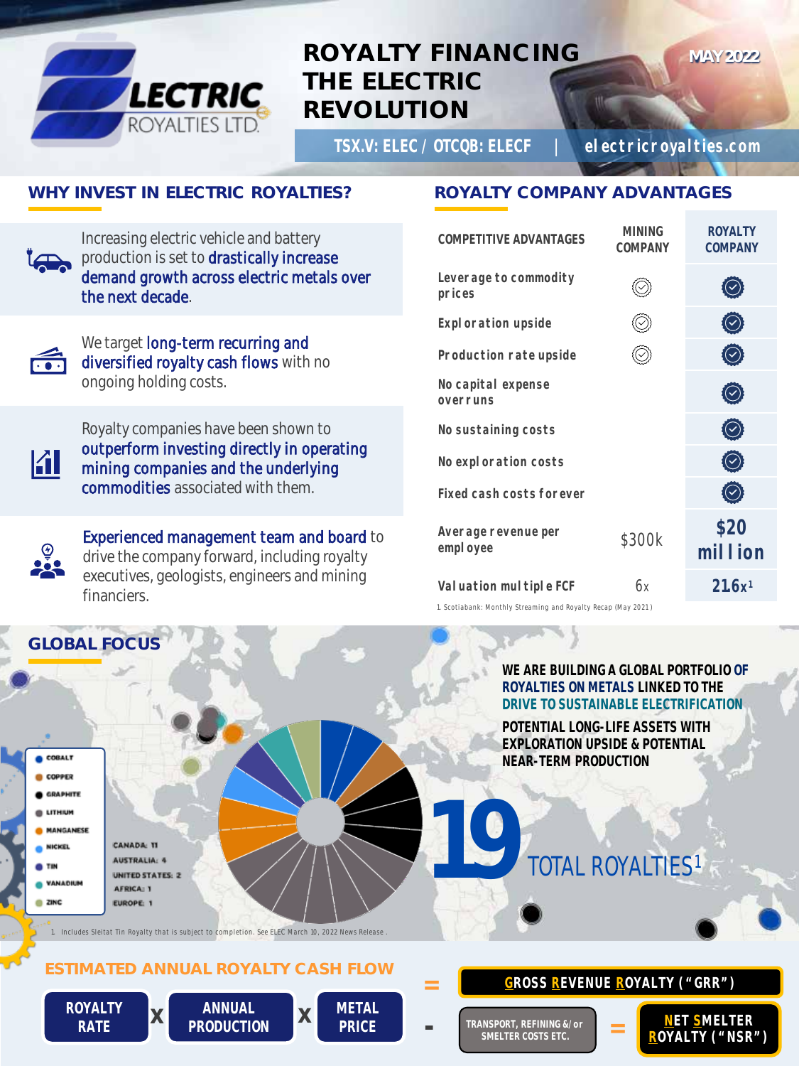# ROYALTY FINANCING THE ELECTRIC REVOLUTION

ELECTRIC ROYALTIES LTD.

MAY 2022

**TSX.V: ELEC / OTCQB: ELECF** | **electricroyalties.com**

## WHY INVEST IN ELECTRIC ROYALTIES?

Increasing electric vehicle and battery production is set to **drastically increase demand growth across electric metals over the next decade**.

We target **long-term recurring and diversified royalty cash flows** with no ongoing holding costs.

Royalty companies have been shown to **outperform investing directly in operating mining companies and the underlying commodities** associated with them.

**Experienced management team and board** to drive the company forward, including royalty executives, geologists, engineers and mining financiers.

## ROYALTY COMPANY ADVANTAGES

| COMPETITIVE ADVANTAGES | MINING COMPANY | ROYALTY COMPANY |
|---|---|---|
| Leverage to commodity prices | ✓ | ✓ |
| Exploration upside | ✓ | ✓ |
| Production rate upside | ✓ | ✓ |
| No capital expense overruns | | ✓ |
| No sustaining costs | | ✓ |
| No exploration costs | | ✓ |
| Fixed cash costs forever | | ✓ |
| Average revenue per employee | $300k | $20 million |
| Valuation multiple FCF | 6x | 21.6x[1] |

1. Scotiabank: Monthly Streaming and Royalty Recap (May 2021)

## GLOBAL FOCUS

COBALT, COPPER, GRAPHITE, LITHIUM, MANGANESE, NICKEL, TIN, VANADIUM, ZINC

CANADA: 11
AUSTRALIA: 4
UNITED STATES: 2
AFRICA: 1
EUROPE: 1

**WE ARE BUILDING A GLOBAL PORTFOLIO OF ROYALTIES ON METALS LINKED TO THE DRIVE TO SUSTAINABLE ELECTRIFICATION**

**POTENTIAL LONG-LIFE ASSETS WITH EXPLORATION UPSIDE & POTENTIAL NEAR-TERM PRODUCTION**

**19** TOTAL ROYALTIES[1]

1. Includes Sleitat Tin Royalty that is subject to completion. See ELEC March 10, 2022 News Release.

## ESTIMATED ANNUAL ROYALTY CASH FLOW

ROYALTY RATE x ANNUAL PRODUCTION x METAL PRICE = GROSS REVENUE ROYALTY ("GRR")

- TRANSPORT, REFINING &/or SMELTER COSTS ETC. = NET SMELTER ROYALTY ("NSR")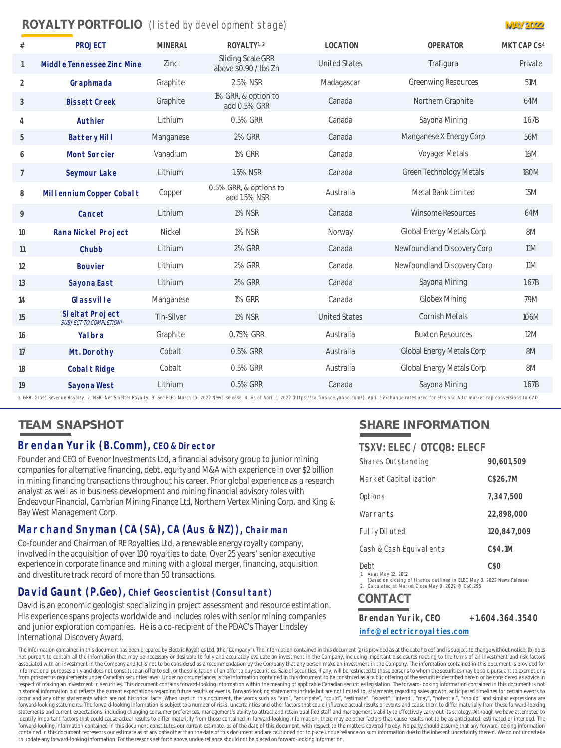## ROYALTY PORTFOLIO *(listed by development stage)*

MAY 2022

| # | PROJECT | MINERAL | ROYALTY[1, 2] | LOCATION | OPERATOR | MKT CAP C$[4] |
|---|---|---|---|---|---|---|
| 1 | **Middle Tennessee Zinc Mine** | Zinc | Sliding Scale GRR above $0.90 / lbs Zn | United States | Trafigura | Private |
| 2 | **Graphmada** | Graphite | 2.5% NSR | Madagascar | Greenwing Resources | 51M |
| 3 | **Bissett Creek** | Graphite | 1% GRR, & option to add 0.5% GRR | Canada | Northern Graphite | 64M |
| 4 | **Authier** | Lithium | 0.5% GRR | Canada | Sayona Mining | 1.67B |
| 5 | **Battery Hill** | Manganese | 2% GRR | Canada | Manganese X Energy Corp | 56M |
| 6 | **Mont Sorcier** | Vanadium | 1% GRR | Canada | Voyager Metals | 16M |
| 7 | **Seymour Lake** | Lithium | 1.5% NSR | Canada | Green Technology Metals | 180M |
| 8 | **Millennium Copper Cobalt** | Copper | 0.5% GRR, & options to add 1.5% NSR | Australia | Metal Bank Limited | 15M |
| 9 | **Cancet** | Lithium | 1% NSR | Canada | Winsome Resources | 64M |
| 10 | **Rana Nickel Project** | Nickel | 1% NSR | Norway | Global Energy Metals Corp | 8M |
| 11 | **Chubb** | Lithium | 2% GRR | Canada | Newfoundland Discovery Corp | 11M |
| 12 | **Bouvier** | Lithium | 2% GRR | Canada | Newfoundland Discovery Corp | 11M |
| 13 | **Sayona East** | Lithium | 2% GRR | Canada | Sayona Mining | 1.67B |
| 14 | **Glassville** | Manganese | 1% GRR | Canada | Globex Mining | 79M |
| 15 | **Sleitat Project** *SUBJECT TO COMPLETION[3]* | Tin-Silver | 1% NSR | United States | Cornish Metals | 106M |
| 16 | **Yalbra** | Graphite | 0.75% GRR | Australia | Buxton Resources | 12M |
| 17 | **Mt. Dorothy** | Cobalt | 0.5% GRR | Australia | Global Energy Metals Corp | 8M |
| 18 | **Cobalt Ridge** | Cobalt | 0.5% GRR | Australia | Global Energy Metals Corp | 8M |
| 19 | **Sayona West** | Lithium | 0.5% GRR | Canada | Sayona Mining | 1.67B |

1. GRR: Gross Revenue Royalty. 2. NSR: Net Smelter Royalty. 3. See ELEC March 10, 2022 News Release. 4. As of April 1, 2022 (https://ca.finance.yahoo.com/). April 1 exchange rates used for EUR and AUD market cap conversions to CAD.

## TEAM SNAPSHOT

### Brendan Yurik (B.Comm), CEO & Director

Founder and CEO of Evenor Investments Ltd, a financial advisory group to junior mining companies for alternative financing, debt, equity and M&A with experience in over $2 billion in mining financing transactions throughout his career. Prior global experience as a research analyst as well as in business development and mining financial advisory roles with Endeavour Financial, Cambrian Mining Finance Ltd, Northern Vertex Mining Corp. and King & Bay West Management Corp.

### Marchand Snyman (CA (SA), CA (Aus & NZ)), Chairman

Co-founder and Chairman of RE Royalties Ltd, a renewable energy royalty company, involved in the acquisition of over 100 royalties to date. Over 25 years' senior executive experience in corporate finance and mining with a global merger, financing, acquisition and divestiture track record of more than 50 transactions.

### David Gaunt (P.Geo), Chief Geoscientist (Consultant)

David is an economic geologist specializing in project assessment and resource estimation. His experience spans projects worldwide and includes roles with senior mining companies and junior exploration companies. He is a co-recipient of the PDAC's Thayer Lindsley International Discovery Award.

## SHARE INFORMATION

### TSXV: ELEC / OTCQB: ELECF

| | |
|---|---|
| Shares Outstanding | **90,601,509** |
| Market Capitalization | **C$26.7M** |
| Options | **7,347,500** |
| Warrants | **22,898,000** |
| Fully Diluted | **120,847,009** |
| Cash & Cash Equivalents | **C$4.1M** |
| Debt | **C$0** |

1. As at May 12, 2012 (Based on closing of finance outlined in ELEC May 3, 2022 News Release)
2. Calculated at Market Close May 9, 2022 @ C$0.295

## CONTACT

**Brendan Yurik, CEO** **+1.604.364.3540**

**info@electricroyalties.com**

The information contained in this document has been prepared by Electric Royalties Ltd. (the "Company"). The information contained in this document (a) is provided as at the date hereof and is subject to change without notice, (b) does not purport to contain all the information that may be necessary or desirable to fully and accurately evaluate an investment in the Company, including important disclosures relating to the terms of an investment and risk factors associated with an investment in the Company and (c) is not to be considered as a recommendation by the Company that any person make an investment in the Company. The information contained in this document is provided for informational purposes only and does not constitute an offer to sell, or the solicitation of an offer to buy securities. Sale of securities, if any, will be restricted to those persons to whom the securities may be sold pursuant to exemptions from prospectus requirements under Canadian securities laws. Under no circumstances is the information contained in this document to be construed as a public offering of the securities described herein or be considered as advice in respect of making an investment in securities. This document contains forward-looking information within the meaning of applicable Canadian securities legislation. The forward-looking information contained in this document is not historical information but reflects the current expectations regarding future results or events. Forward-looking statements include but are not limited to, statements regarding sales growth, anticipated timelines for certain events to occur and any other statements which are not historical facts. When used in this document, the words such as "aim", "anticipate", "could", "estimate", "expect", "intend", "may", "potential", "should" and similar expressions are forward-looking statements. The forward-looking information is subject to a number of risks, uncertainties and other factors that could influence actual results or events and cause them to differ materially from these forward-looking statements and current expectations, including changing consumer preferences, management's ability to attract and retain qualified staff and management's ability to effectively carry out its strategy. Although we have attempted to identify important factors that could cause actual results to differ materially from those contained in forward-looking information, there may be other factors that cause results not to be as anticipated, estimated or intended. The forward-looking information contained in this document constitutes our current estimate, as of the date of this document, with respect to the matters covered hereby. No party should assume that any forward-looking information contained in this document represents our estimate as of any date other than the date of this document and are cautioned not to place undue reliance on such information due to the inherent uncertainty therein. We do not undertake to update any forward-looking information. For the reasons set forth above, undue reliance should not be placed on forward-looking information.